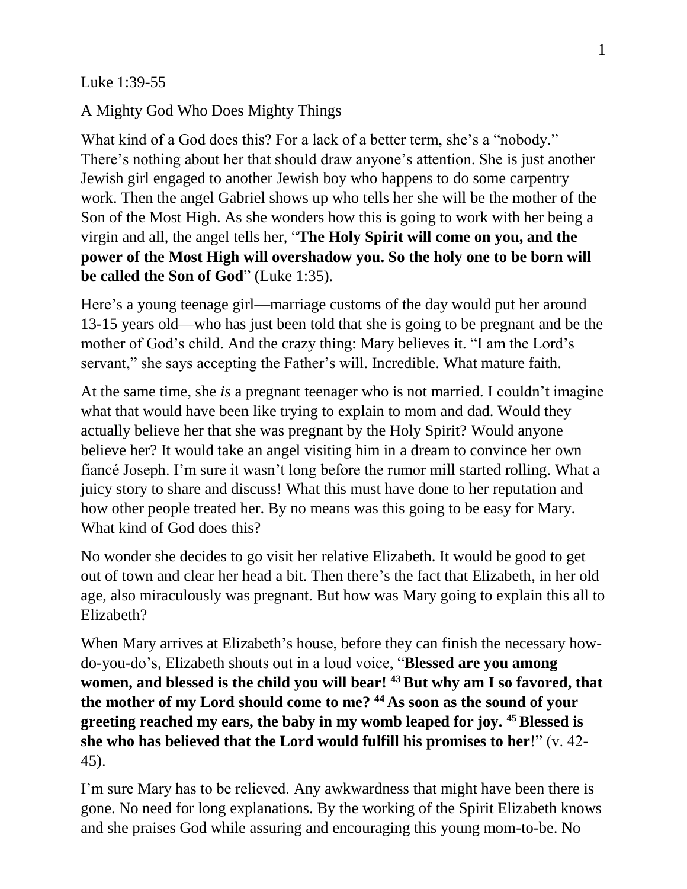Luke 1:39-55

A Mighty God Who Does Mighty Things

What kind of a God does this? For a lack of a better term, she's a "nobody." There's nothing about her that should draw anyone's attention. She is just another Jewish girl engaged to another Jewish boy who happens to do some carpentry work. Then the angel Gabriel shows up who tells her she will be the mother of the Son of the Most High. As she wonders how this is going to work with her being a virgin and all, the angel tells her, "**The Holy Spirit will come on you, and the power of the Most High will overshadow you. So the holy one to be born will be called the Son of God**" (Luke 1:35).

Here's a young teenage girl—marriage customs of the day would put her around 13-15 years old—who has just been told that she is going to be pregnant and be the mother of God's child. And the crazy thing: Mary believes it. "I am the Lord's servant," she says accepting the Father's will. Incredible. What mature faith.

At the same time, she *is* a pregnant teenager who is not married. I couldn't imagine what that would have been like trying to explain to mom and dad. Would they actually believe her that she was pregnant by the Holy Spirit? Would anyone believe her? It would take an angel visiting him in a dream to convince her own fiancé Joseph. I'm sure it wasn't long before the rumor mill started rolling. What a juicy story to share and discuss! What this must have done to her reputation and how other people treated her. By no means was this going to be easy for Mary. What kind of God does this?

No wonder she decides to go visit her relative Elizabeth. It would be good to get out of town and clear her head a bit. Then there's the fact that Elizabeth, in her old age, also miraculously was pregnant. But how was Mary going to explain this all to Elizabeth?

When Mary arrives at Elizabeth's house, before they can finish the necessary how-do-you-do's, Elizabeth shouts out in a loud voice, "**Blessed are you among women, and blessed is the child you will bear! [43] But why am I so favored, that the mother of my Lord should come to me? [44] As soon as the sound of your greeting reached my ears, the baby in my womb leaped for joy. [45] Blessed is she who has believed that the Lord would fulfill his promises to her**!" (v. 42-45).

I'm sure Mary has to be relieved. Any awkwardness that might have been there is gone. No need for long explanations. By the working of the Spirit Elizabeth knows and she praises God while assuring and encouraging this young mom-to-be. No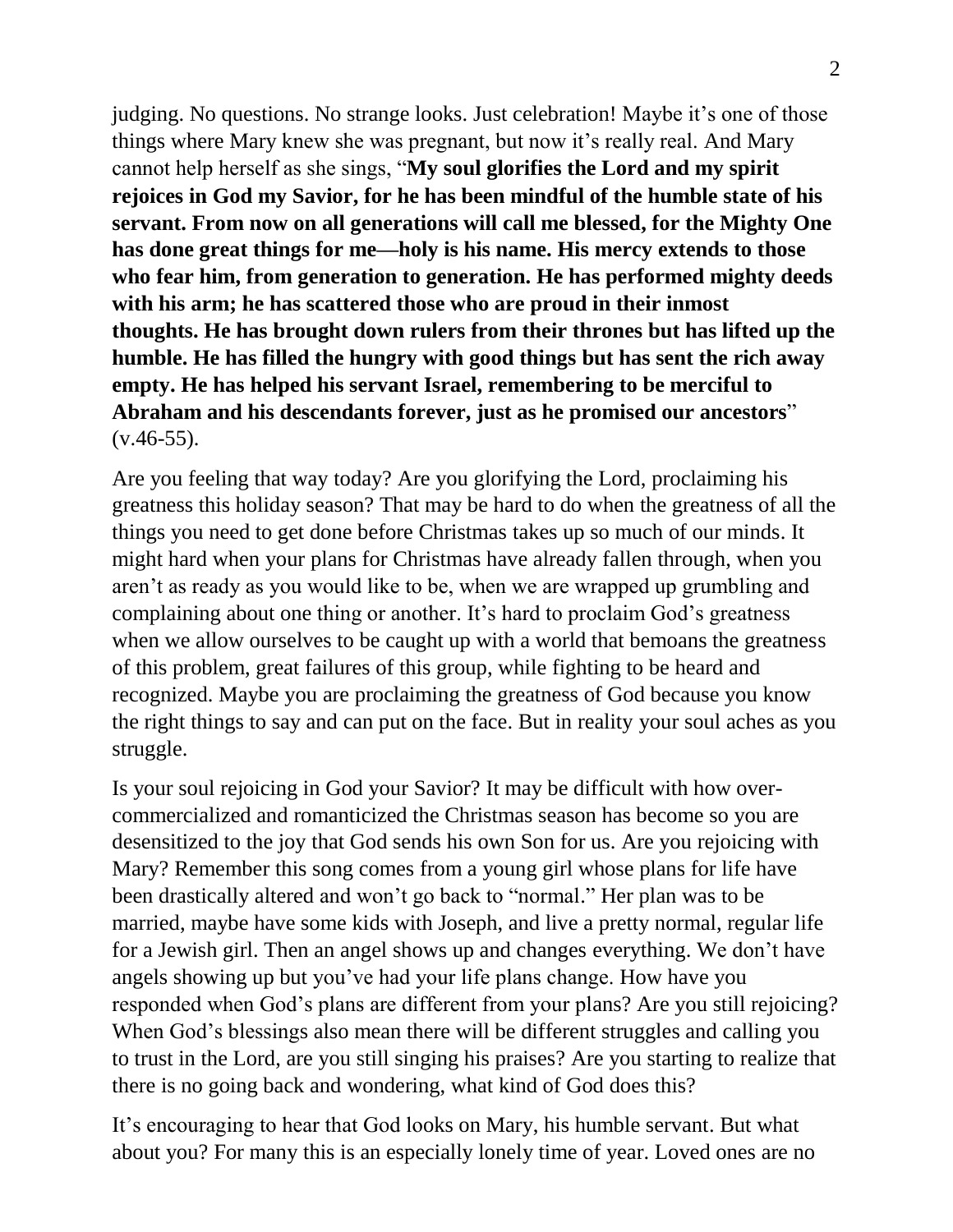judging. No questions. No strange looks. Just celebration! Maybe it's one of those things where Mary knew she was pregnant, but now it's really real. And Mary cannot help herself as she sings, "**My soul glorifies the Lord and my spirit rejoices in God my Savior, for he has been mindful of the humble state of his servant. From now on all generations will call me blessed, for the Mighty One has done great things for me—holy is his name. His mercy extends to those who fear him, from generation to generation. He has performed mighty deeds with his arm; he has scattered those who are proud in their inmost thoughts. He has brought down rulers from their thrones but has lifted up the humble. He has filled the hungry with good things but has sent the rich away empty. He has helped his servant Israel, remembering to be merciful to Abraham and his descendants forever, just as he promised our ancestors**" (v.46-55).

Are you feeling that way today? Are you glorifying the Lord, proclaiming his greatness this holiday season? That may be hard to do when the greatness of all the things you need to get done before Christmas takes up so much of our minds. It might hard when your plans for Christmas have already fallen through, when you aren't as ready as you would like to be, when we are wrapped up grumbling and complaining about one thing or another. It's hard to proclaim God's greatness when we allow ourselves to be caught up with a world that bemoans the greatness of this problem, great failures of this group, while fighting to be heard and recognized. Maybe you are proclaiming the greatness of God because you know the right things to say and can put on the face. But in reality your soul aches as you struggle.

Is your soul rejoicing in God your Savior? It may be difficult with how over-commercialized and romanticized the Christmas season has become so you are desensitized to the joy that God sends his own Son for us. Are you rejoicing with Mary? Remember this song comes from a young girl whose plans for life have been drastically altered and won't go back to "normal." Her plan was to be married, maybe have some kids with Joseph, and live a pretty normal, regular life for a Jewish girl. Then an angel shows up and changes everything. We don't have angels showing up but you've had your life plans change. How have you responded when God's plans are different from your plans? Are you still rejoicing? When God's blessings also mean there will be different struggles and calling you to trust in the Lord, are you still singing his praises? Are you starting to realize that there is no going back and wondering, what kind of God does this?

It's encouraging to hear that God looks on Mary, his humble servant. But what about you? For many this is an especially lonely time of year. Loved ones are no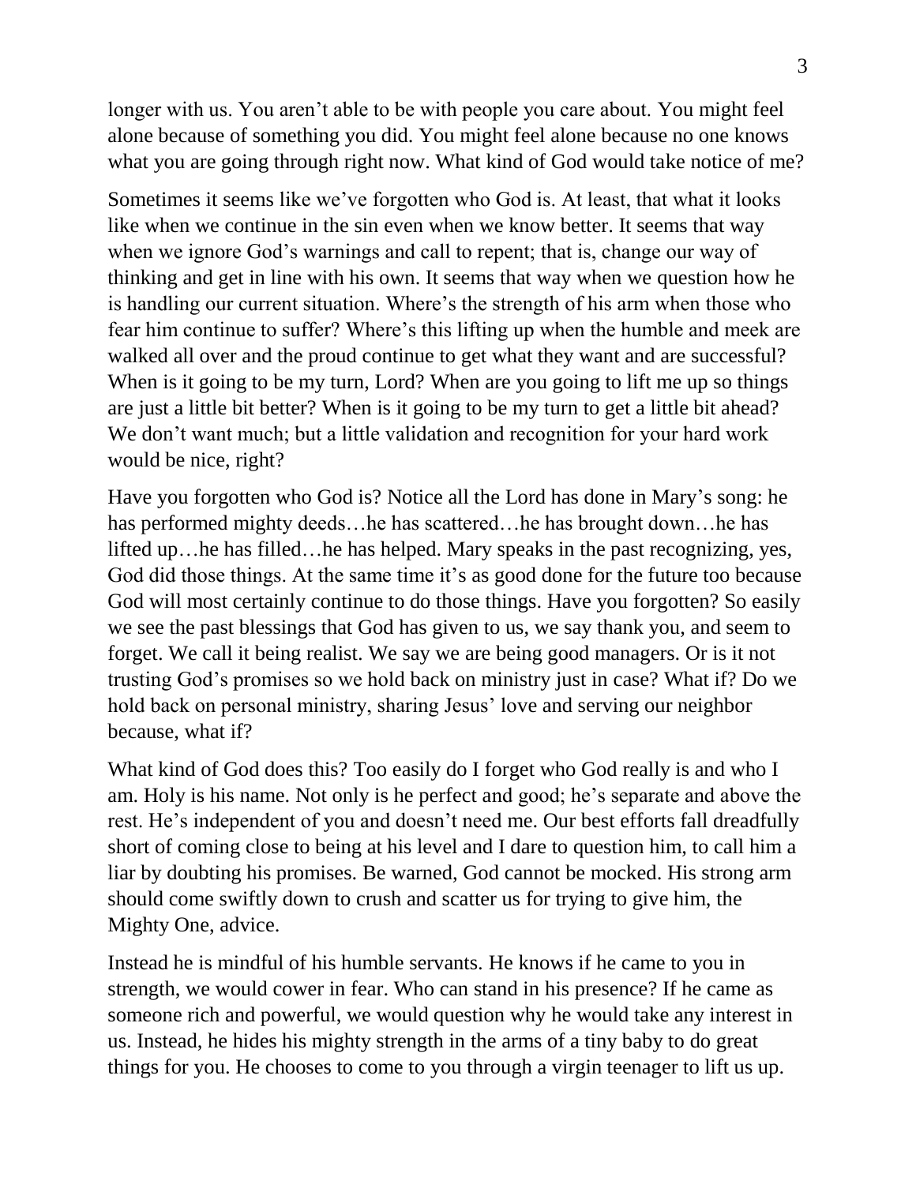longer with us. You aren't able to be with people you care about. You might feel alone because of something you did. You might feel alone because no one knows what you are going through right now. What kind of God would take notice of me?

Sometimes it seems like we've forgotten who God is. At least, that what it looks like when we continue in the sin even when we know better. It seems that way when we ignore God's warnings and call to repent; that is, change our way of thinking and get in line with his own. It seems that way when we question how he is handling our current situation. Where's the strength of his arm when those who fear him continue to suffer? Where's this lifting up when the humble and meek are walked all over and the proud continue to get what they want and are successful? When is it going to be my turn, Lord? When are you going to lift me up so things are just a little bit better? When is it going to be my turn to get a little bit ahead? We don't want much; but a little validation and recognition for your hard work would be nice, right?

Have you forgotten who God is? Notice all the Lord has done in Mary's song: he has performed mighty deeds…he has scattered…he has brought down…he has lifted up…he has filled…he has helped. Mary speaks in the past recognizing, yes, God did those things. At the same time it's as good done for the future too because God will most certainly continue to do those things. Have you forgotten? So easily we see the past blessings that God has given to us, we say thank you, and seem to forget. We call it being realist. We say we are being good managers. Or is it not trusting God's promises so we hold back on ministry just in case? What if? Do we hold back on personal ministry, sharing Jesus' love and serving our neighbor because, what if?

What kind of God does this? Too easily do I forget who God really is and who I am. Holy is his name. Not only is he perfect and good; he's separate and above the rest. He's independent of you and doesn't need me. Our best efforts fall dreadfully short of coming close to being at his level and I dare to question him, to call him a liar by doubting his promises. Be warned, God cannot be mocked. His strong arm should come swiftly down to crush and scatter us for trying to give him, the Mighty One, advice.

Instead he is mindful of his humble servants. He knows if he came to you in strength, we would cower in fear. Who can stand in his presence? If he came as someone rich and powerful, we would question why he would take any interest in us. Instead, he hides his mighty strength in the arms of a tiny baby to do great things for you. He chooses to come to you through a virgin teenager to lift us up.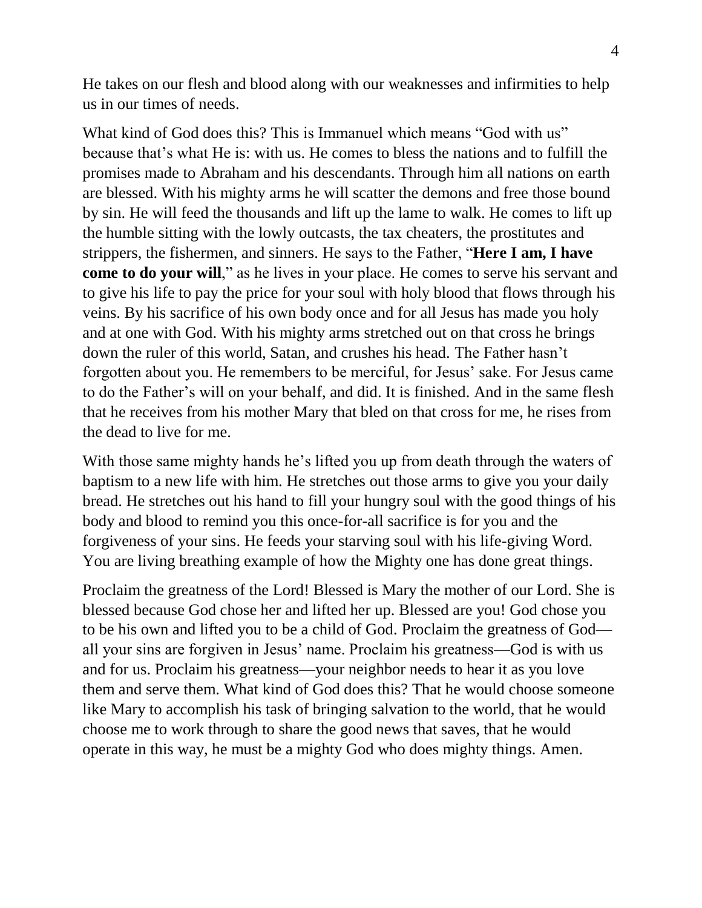He takes on our flesh and blood along with our weaknesses and infirmities to help us in our times of needs.

What kind of God does this? This is Immanuel which means "God with us" because that's what He is: with us. He comes to bless the nations and to fulfill the promises made to Abraham and his descendants. Through him all nations on earth are blessed. With his mighty arms he will scatter the demons and free those bound by sin. He will feed the thousands and lift up the lame to walk. He comes to lift up the humble sitting with the lowly outcasts, the tax cheaters, the prostitutes and strippers, the fishermen, and sinners. He says to the Father, "**Here I am, I have come to do your will**," as he lives in your place. He comes to serve his servant and to give his life to pay the price for your soul with holy blood that flows through his veins. By his sacrifice of his own body once and for all Jesus has made you holy and at one with God. With his mighty arms stretched out on that cross he brings down the ruler of this world, Satan, and crushes his head. The Father hasn't forgotten about you. He remembers to be merciful, for Jesus' sake. For Jesus came to do the Father's will on your behalf, and did. It is finished. And in the same flesh that he receives from his mother Mary that bled on that cross for me, he rises from the dead to live for me.

With those same mighty hands he's lifted you up from death through the waters of baptism to a new life with him. He stretches out those arms to give you your daily bread. He stretches out his hand to fill your hungry soul with the good things of his body and blood to remind you this once-for-all sacrifice is for you and the forgiveness of your sins. He feeds your starving soul with his life-giving Word. You are living breathing example of how the Mighty one has done great things.

Proclaim the greatness of the Lord! Blessed is Mary the mother of our Lord. She is blessed because God chose her and lifted her up. Blessed are you! God chose you to be his own and lifted you to be a child of God. Proclaim the greatness of God—all your sins are forgiven in Jesus' name. Proclaim his greatness—God is with us and for us. Proclaim his greatness—your neighbor needs to hear it as you love them and serve them. What kind of God does this? That he would choose someone like Mary to accomplish his task of bringing salvation to the world, that he would choose me to work through to share the good news that saves, that he would operate in this way, he must be a mighty God who does mighty things. Amen.